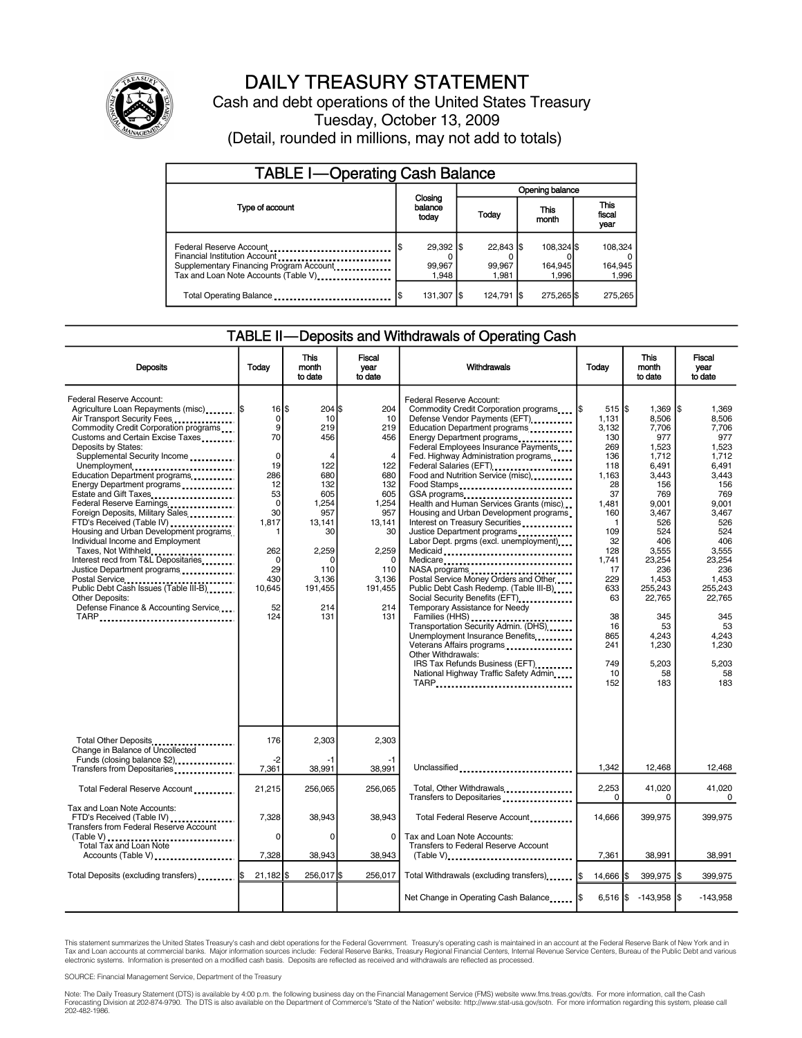# DAILY TREASURY STATEMENT

Cash and debt operations of the United States Treasury

Tuesday, October 13, 2009

(Detail, rounded in millions, may not add to totals)

## TABLE I—Operating Cash Balance

| Type of account | Closing balance today | Opening balance Today | This month | This fiscal year |
|---|---|---|---|---|
| Federal Reserve Account | $ 29,392 | $ 22,843 | $ 108,324 | $ 108,324 |
| Financial Institution Account | 0 | 0 | 0 | 0 |
| Supplementary Financing Program Account | 99,967 | 99,967 | 164,945 | 164,945 |
| Tax and Loan Note Accounts (Table V) | 1,948 | 1,981 | 1,996 | 1,996 |
| Total Operating Balance | $ 131,307 | $ 124,791 | $ 275,265 | $ 275,265 |

## TABLE II—Deposits and Withdrawals of Operating Cash

| Deposits | Today | This month to date | Fiscal year to date |
|---|---|---|---|
| Federal Reserve Account: | | | |
| Agriculture Loan Repayments (misc) | $ 16 | $ 204 | $ 204 |
| Air Transport Security Fees | 0 | 10 | 10 |
| Commodity Credit Corporation programs | 9 | 219 | 219 |
| Customs and Certain Excise Taxes | 70 | 456 | 456 |
| Deposits by States: | | | |
| Supplemental Security Income | 0 | 4 | 4 |
| Unemployment | 19 | 122 | 122 |
| Education Department programs | 286 | 680 | 680 |
| Energy Department programs | 12 | 132 | 132 |
| Estate and Gift Taxes | 53 | 605 | 605 |
| Federal Reserve Earnings | 0 | 1,254 | 1,254 |
| Foreign Deposits, Military Sales | 30 | 957 | 957 |
| FTD's Received (Table IV) | 1,817 | 13,141 | 13,141 |
| Housing and Urban Development programs | 1 | 30 | 30 |
| Individual Income and Employment Taxes, Not Withheld | 262 | 2,259 | 2,259 |
| Interest recd from T&L Depositaries | 0 | 0 | 0 |
| Justice Department programs | 29 | 110 | 110 |
| Postal Service | 430 | 3,136 | 3,136 |
| Public Debt Cash Issues (Table III-B) | 10,645 | 191,455 | 191,455 |
| Other Deposits: | | | |
| Defense Finance & Accounting Service | 52 | 214 | 214 |
| TARP | 124 | 131 | 131 |
| Total Other Deposits | 176 | 2,303 | 2,303 |
| Change in Balance of Uncollected Funds (closing balance $2) | -2 | -1 | -1 |
| Transfers from Depositaries | 7,361 | 38,991 | 38,991 |
| Total Federal Reserve Account | 21,215 | 256,065 | 256,065 |
| Tax and Loan Note Accounts: | | | |
| FTD's Received (Table IV) | 7,328 | 38,943 | 38,943 |
| Transfers from Federal Reserve Account (Table V) | 0 | 0 | 0 |
| Total Tax and Loan Note Accounts (Table V) | 7,328 | 38,943 | 38,943 |
| Total Deposits (excluding transfers) | $ 21,182 | $ 256,017 | $ 256,017 |

| Withdrawals | Today | This month to date | Fiscal year to date |
|---|---|---|---|
| Federal Reserve Account: | | | |
| Commodity Credit Corporation programs | $ 515 | $ 1,369 | $ 1,369 |
| Defense Vendor Payments (EFT) | 1,131 | 8,506 | 8,506 |
| Education Department programs | 3,132 | 7,706 | 7,706 |
| Energy Department programs | 130 | 977 | 977 |
| Federal Employees Insurance Payments | 269 | 1,523 | 1,523 |
| Fed. Highway Administration programs | 136 | 1,712 | 1,712 |
| Federal Salaries (EFT) | 118 | 6,491 | 6,491 |
| Food and Nutrition Service (misc) | 1,163 | 3,443 | 3,443 |
| Food Stamps | 28 | 156 | 156 |
| GSA programs | 37 | 769 | 769 |
| Health and Human Services Grants (misc) | 1,481 | 9,001 | 9,001 |
| Housing and Urban Development programs | 160 | 3,467 | 3,467 |
| Interest on Treasury Securities | 1 | 526 | 526 |
| Justice Department programs | 109 | 524 | 524 |
| Labor Dept. prgms (excl. unemployment) | 32 | 406 | 406 |
| Medicaid | 128 | 3,555 | 3,555 |
| Medicare | 1,741 | 23,254 | 23,254 |
| NASA programs | 17 | 236 | 236 |
| Postal Service Money Orders and Other | 229 | 1,453 | 1,453 |
| Public Debt Cash Redemp. (Table III-B) | 633 | 255,243 | 255,243 |
| Social Security Benefits (EFT) | 63 | 22,765 | 22,765 |
| Temporary Assistance for Needy Families (HHS) | 38 | 345 | 345 |
| Transportation Security Admin. (DHS) | 16 | 53 | 53 |
| Unemployment Insurance Benefits | 865 | 4,243 | 4,243 |
| Veterans Affairs programs | 241 | 1,230 | 1,230 |
| Other Withdrawals: | | | |
| IRS Tax Refunds Business (EFT) | 749 | 5,203 | 5,203 |
| National Highway Traffic Safety Admin | 10 | 58 | 58 |
| TARP | 152 | 183 | 183 |
| Unclassified | 1,342 | 12,468 | 12,468 |
| Total, Other Withdrawals | 2,253 | 41,020 | 41,020 |
| Transfers to Depositaries | 0 | 0 | 0 |
| Total Federal Reserve Account | 14,666 | 399,975 | 399,975 |
| Tax and Loan Note Accounts: | | | |
| Transfers to Federal Reserve Account (Table V) | 7,361 | 38,991 | 38,991 |
| Total Withdrawals (excluding transfers) | $ 14,666 | $ 399,975 | $ 399,975 |
| Net Change in Operating Cash Balance | $ 6,516 | $ -143,958 | $ -143,958 |

This statement summarizes the United States Treasury's cash and debt operations for the Federal Government. Treasury's operating cash is maintained in an account at the Federal Reserve Bank of New York and in Tax and Loan accounts at commercial banks. Major information sources include: Federal Reserve Banks, Treasury Regional Financial Centers, Internal Revenue Service Centers, Bureau of the Public Debt and various electronic systems. Information is presented on a modified cash basis. Deposits are reflected as received and withdrawals are reflected as processed.

SOURCE: Financial Management Service, Department of the Treasury

Note: The Daily Treasury Statement (DTS) is available by 4:00 p.m. the following business day on the Financial Management Service (FMS) website www.fms.treas.gov/dts. For more information, call the Cash Forecasting Division at 202-874-9790. The DTS is also available on the Department of Commerce's "State of the Nation" website: http://www.stat-usa.gov/sotn. For more information regarding this system, please call 202-482-1986.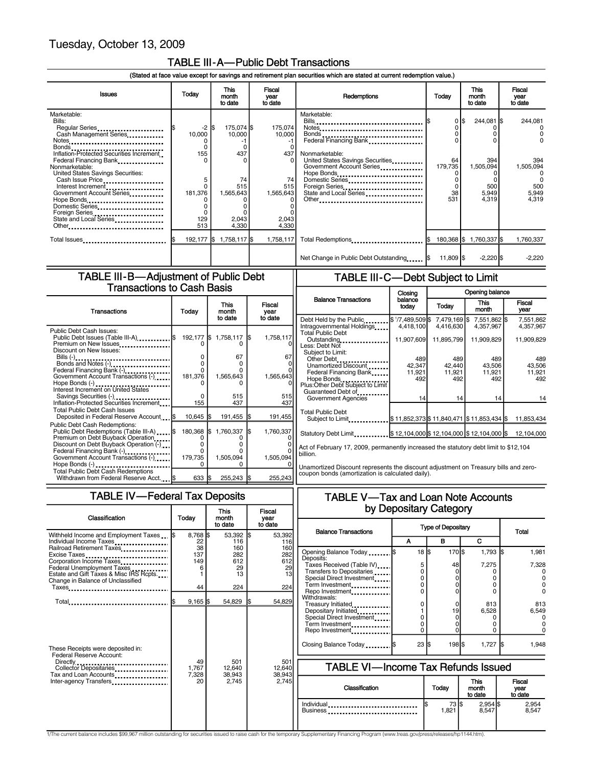Tuesday, October 13, 2009

## TABLE III-A—Public Debt Transactions

(Stated at face value except for savings and retirement plan securities which are stated at current redemption value.)

| Issues | Today | This month to date | Fiscal year to date |
|---|---|---|---|
| Marketable: | | | |
| Bills: | | | |
| Regular Series | $ -2 | $ 175,074 | $ 175,074 |
| Cash Management Series | 10,000 | 10,000 | 10,000 |
| Notes | 0 | -1 | -1 |
| Bonds | 0 | 0 | 0 |
| Inflation-Protected Securities Increment | 155 | 437 | 437 |
| Federal Financing Bank | 0 | 0 | 0 |
| Nonmarketable: | | | |
| United States Savings Securities: | | | |
| Cash Issue Price | 5 | 74 | 74 |
| Interest Increment | 0 | 515 | 515 |
| Government Account Series | 181,376 | 1,565,643 | 1,565,643 |
| Hope Bonds | 0 | 0 | 0 |
| Domestic Series | 0 | 0 | 0 |
| Foreign Series | 0 | 0 | 0 |
| State and Local Series | 129 | 2,043 | 2,043 |
| Other | 513 | 4,330 | 4,330 |
| Total Issues | $ 192,177 | $ 1,758,117 | $ 1,758,117 |

| Redemptions | Today | This month to date | Fiscal year to date |
|---|---|---|---|
| Marketable: | | | |
| Bills | $ 0 | $ 244,081 | $ 244,081 |
| Notes | 0 | 0 | 0 |
| Bonds | 0 | 0 | 0 |
| Federal Financing Bank | 0 | 0 | 0 |
| Nonmarketable: | | | |
| United States Savings Securities | 64 | 394 | 394 |
| Government Account Series | 179,735 | 1,505,094 | 1,505,094 |
| Hope Bonds | 0 | 0 | 0 |
| Domestic Series | 0 | 0 | 0 |
| Foreign Series | 0 | 500 | 500 |
| State and Local Series | 38 | 5,949 | 5,949 |
| Other | 531 | 4,319 | 4,319 |
| Total Redemptions | $ 180,368 | $ 1,760,337 | $ 1,760,337 |
| Net Change in Public Debt Outstanding | $ 11,809 | $ -2,220 | $ -2,220 |

## TABLE III-B—Adjustment of Public Debt Transactions to Cash Basis

| Transactions | Today | This month to date | Fiscal year to date |
|---|---|---|---|
| Public Debt Cash Issues: | | | |
| Public Debt Issues (Table III-A) | $ 192,177 | $ 1,758,117 | $ 1,758,117 |
| Premium on New Issues | 0 | 0 | 0 |
| Discount on New Issues: | | | |
| Bills (-) | 0 | 67 | 67 |
| Bonds and Notes (-) | 0 | 0 | 0 |
| Federal Financing Bank (-) | 0 | 0 | 0 |
| Government Account Transactions (-) | 181,376 | 1,565,643 | 1,565,643 |
| Hope Bonds (-) | 0 | 0 | 0 |
| Interest Increment on United States Savings Securities (-) | 0 | 515 | 515 |
| Inflation-Protected Securities Increment | 155 | 437 | 437 |
| Total Public Debt Cash Issues Deposited in Federal Reserve Account | $ 10,645 | $ 191,455 | $ 191,455 |
| Public Debt Cash Redemptions: | | | |
| Public Debt Redemptions (Table III-A) | $ 180,368 | $ 1,760,337 | $ 1,760,337 |
| Premium on Debt Buyback Operation | 0 | 0 | 0 |
| Discount on Debt Buyback Operation (-) | 0 | 0 | 0 |
| Federal Financing Bank (-) | 0 | 0 | 0 |
| Government Account Transactions (-) | 179,735 | 1,505,094 | 1,505,094 |
| Hope Bonds (-) | 0 | 0 | 0 |
| Total Public Debt Cash Redemptions Withdrawn from Federal Reserve Acct. | $ 633 | $ 255,243 | $ 255,243 |

## TABLE III-C—Debt Subject to Limit

| Balance Transactions | Closing balance today | Opening balance | | |
|---|---|---|---|---|
| | | Today | This month | Fiscal year |
| Debt Held by the Public | $ [1]7,489,509 | $ 7,479,169 | $ 7,551,862 | $ 7,551,862 |
| Intragovernmental Holdings | 4,418,100 | 4,416,630 | 4,357,967 | 4,357,967 |
| Total Public Debt Outstanding | 11,907,609 | 11,895,799 | 11,909,829 | 11,909,829 |
| Less: Debt Not Subject to Limit: | | | | |
| Other Debt | 489 | 489 | 489 | 489 |
| Unamortized Discount | 42,347 | 42,440 | 43,506 | 43,506 |
| Federal Financing Bank | 11,921 | 11,921 | 11,921 | 11,921 |
| Hope Bonds | 492 | 492 | 492 | 492 |
| Plus: Other Debt Subject to Limit | | | | |
| Guaranteed Debt of Government Agencies | 14 | 14 | 14 | 14 |
| Total Public Debt Subject to Limit | $ 11,852,373 | $ 11,840,471 | $ 11,853,434 | $ 11,853,434 |
| Statutory Debt Limit | $ 12,104,000 | $ 12,104,000 | $ 12,104,000 | $ 12,104,000 |

Act of February 17, 2009, permanently increased the statutory debt limit to $12,104 billion.

Unamortized Discount represents the discount adjustment on Treasury bills and zero-coupon bonds (amortization is calculated daily).

## TABLE IV—Federal Tax Deposits

| Classification | Today | This month to date | Fiscal year to date |
|---|---|---|---|
| Withheld Income and Employment Taxes | $ 8,768 | $ 53,392 | $ 53,392 |
| Individual Income Taxes | 22 | 116 | 116 |
| Railroad Retirement Taxes | 38 | 160 | 160 |
| Excise Taxes | 137 | 282 | 282 |
| Corporation Income Taxes | 149 | 612 | 612 |
| Federal Unemployment Taxes | 6 | 29 | 29 |
| Estate and Gift Taxes & Misc IRS Rcpts. | 1 | 13 | 13 |
| Change in Balance of Unclassified Taxes | 44 | 224 | 224 |
| Total | $ 9,165 | $ 54,829 | $ 54,829 |
| These Receipts were deposited in: | | | |
| Federal Reserve Account: | | | |
| Directly | 49 | 501 | 501 |
| Collector Depositaries | 1,767 | 12,640 | 12,640 |
| Tax and Loan Accounts | 7,328 | 38,943 | 38,943 |
| Inter-agency Transfers | 20 | 2,745 | 2,745 |

## TABLE V—Tax and Loan Note Accounts by Depositary Category

| Balance Transactions | Type of Depositary | | | Total |
|---|---|---|---|---|
| | A | B | C | |
| Opening Balance Today | $ 18 | $ 170 | $ 1,793 | $ 1,981 |
| Deposits: | | | | |
| Taxes Received (Table IV) | 5 | 48 | 7,275 | 7,328 |
| Transfers to Depositaries | 0 | 0 | 0 | 0 |
| Special Direct Investment | 0 | 0 | 0 | 0 |
| Term Investment | 0 | 0 | 0 | 0 |
| Repo Investment | 0 | 0 | 0 | 0 |
| Withdrawals: | | | | |
| Treasury Initiated | 0 | 0 | 813 | 813 |
| Depositary Initiated | 1 | 19 | 6,528 | 6,549 |
| Special Direct Investment | 0 | 0 | 0 | 0 |
| Term Investment | 0 | 0 | 0 | 0 |
| Repo Investment | 0 | 0 | 0 | 0 |
| Closing Balance Today | $ 23 | $ 198 | $ 1,727 | $ 1,948 |

## TABLE VI—Income Tax Refunds Issued

| Classification | Today | This month to date | Fiscal year to date |
|---|---|---|---|
| Individual | $ 73 | $ 2,954 | $ 2,954 |
| Business | 1,821 | 8,547 | 8,547 |

1/The current balance includes $99,967 million outstanding for securities issued to raise cash for the temporary Supplementary Financing Program (www.treas.gov/press/releases/hp1144.htm).